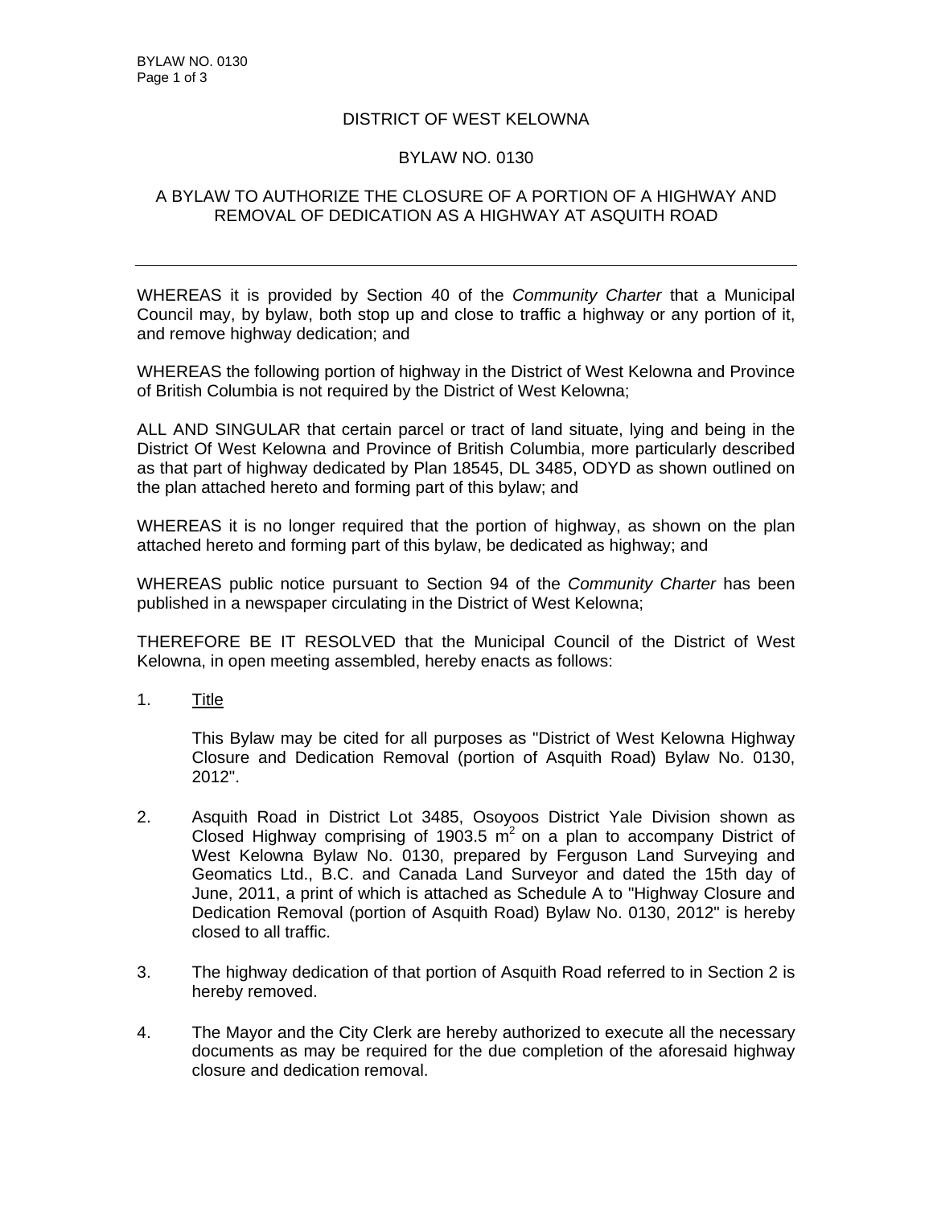# DISTRICT OF WEST KELOWNA

## BYLAW NO. 0130

## A BYLAW TO AUTHORIZE THE CLOSURE OF A PORTION OF A HIGHWAY AND REMOVAL OF DEDICATION AS A HIGHWAY AT ASQUITH ROAD

---

WHEREAS it is provided by Section 40 of the *Community Charter* that a Municipal Council may, by bylaw, both stop up and close to traffic a highway or any portion of it, and remove highway dedication; and

WHEREAS the following portion of highway in the District of West Kelowna and Province of British Columbia is not required by the District of West Kelowna;

ALL AND SINGULAR that certain parcel or tract of land situate, lying and being in the District Of West Kelowna and Province of British Columbia, more particularly described as that part of highway dedicated by Plan 18545, DL 3485, ODYD as shown outlined on the plan attached hereto and forming part of this bylaw; and

WHEREAS it is no longer required that the portion of highway, as shown on the plan attached hereto and forming part of this bylaw, be dedicated as highway; and

WHEREAS public notice pursuant to Section 94 of the *Community Charter* has been published in a newspaper circulating in the District of West Kelowna;

THEREFORE BE IT RESOLVED that the Municipal Council of the District of West Kelowna, in open meeting assembled, hereby enacts as follows:

1. <u>Title</u>

   This Bylaw may be cited for all purposes as "District of West Kelowna Highway Closure and Dedication Removal (portion of Asquith Road) Bylaw No. 0130, 2012".

2. Asquith Road in District Lot 3485, Osoyoos District Yale Division shown as Closed Highway comprising of 1903.5 $m^2$ on a plan to accompany District of West Kelowna Bylaw No. 0130, prepared by Ferguson Land Surveying and Geomatics Ltd., B.C. and Canada Land Surveyor and dated the 15th day of June, 2011, a print of which is attached as Schedule A to "Highway Closure and Dedication Removal (portion of Asquith Road) Bylaw No. 0130, 2012" is hereby closed to all traffic.

3. The highway dedication of that portion of Asquith Road referred to in Section 2 is hereby removed.

4. The Mayor and the City Clerk are hereby authorized to execute all the necessary documents as may be required for the due completion of the aforesaid highway closure and dedication removal.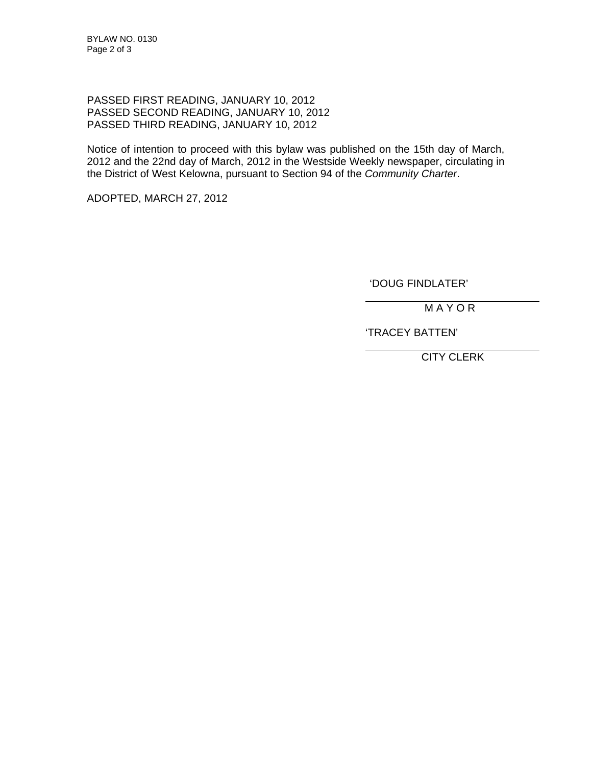PASSED FIRST READING, JANUARY 10, 2012
PASSED SECOND READING, JANUARY 10, 2012
PASSED THIRD READING, JANUARY 10, 2012

Notice of intention to proceed with this bylaw was published on the 15th day of March, 2012 and the 22nd day of March, 2012 in the Westside Weekly newspaper, circulating in the District of West Kelowna, pursuant to Section 94 of the *Community Charter*.

ADOPTED, MARCH 27, 2012

'DOUG FINDLATER'

M A Y O R

'TRACEY BATTEN'

CITY CLERK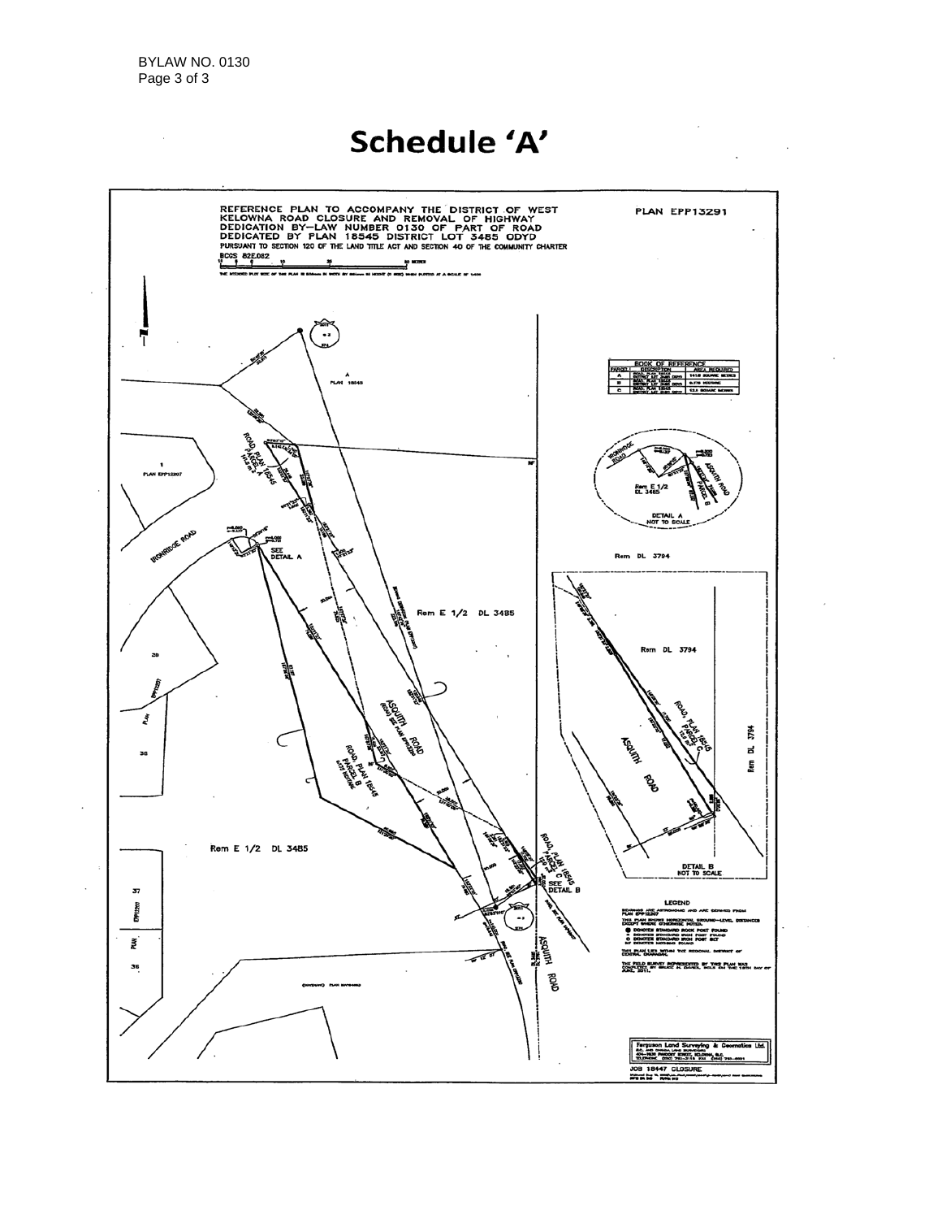# Schedule 'A'

REFERENCE PLAN TO ACCOMPANY THE DISTRICT OF WEST KELOWNA ROAD CLOSURE AND REMOVAL OF HIGHWAY DEDICATION BY-LAW NUMBER 0130 OF PART OF ROAD DEDICATED BY PLAN 18545 DISTRICT LOT 3485 ODYD

PURSUANT TO SECTION 120 OF THE LAND TITLE ACT AND SECTION 40 OF THE COMMUNITY CHARTER

PLAN EPP13291

BCGS 82E.082

BOOK OF REFERENCE

| PARCEL | DESCRIPTION | AREA REQUIRED |
| --- | --- | --- |
| A | ROAD, PLAN 18545 DISTRICT LOT 3485 ODYD | 141.8 SQUARE METRES |
| B | ROAD, PLAN 18545 DISTRICT LOT 3485 ODYD | 0.175 HECTARE |
| C | ROAD, PLAN 18545 DISTRICT LOT 3485 ODYD | 12.5 SQUARE METRES |

A PLAN 18545

1 PLAN EPP12207

IRONRIDGE ROAD

SEE DETAIL A

ROAD, PLAN 18545 PARCEL A

Rem E 1/2 DL 3485

ASQUITH ROAD

ROAD, PLAN 18545 PARCEL B

ROAD, PLAN 18545 PARCEL C

SEE DETAIL B

DETAIL A NOT TO SCALE

Rem DL 3794

DETAIL B NOT TO SCALE

LEGEND

THE FIELD SURVEY REPRESENTED BY THIS PLAN WAS COMPLETED BY BRUCE N. DAVIS, BCLS ON THE 15TH DAY OF JUNE, 2011.

Ferguson Land Surveying & Geomatics Ltd.

JOB 18447 CLOSURE